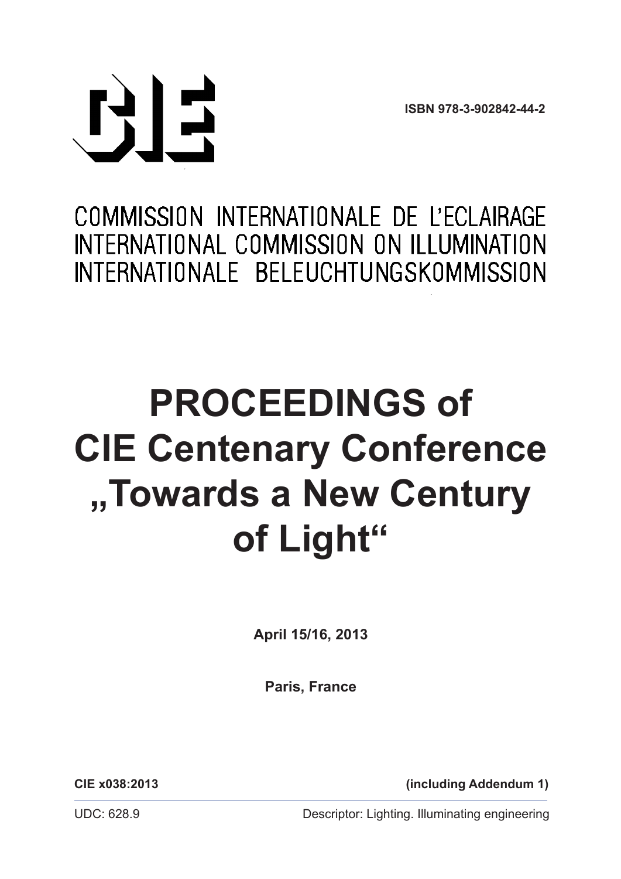CIE

ISBN 978-3-902842-44-2

COMMISSION INTERNATIONALE DE L'ECLAIRAGE
INTERNATIONAL COMMISSION ON ILLUMINATION
INTERNATIONALE BELEUCHTUNGSKOMMISSION

# PROCEEDINGS of CIE Centenary Conference „Towards a New Century of Light“

**April 15/16, 2013**

**Paris, France**

**CIE x038:2013** **(including Addendum 1)**

UDC: 628.9 Descriptor: Lighting. Illuminating engineering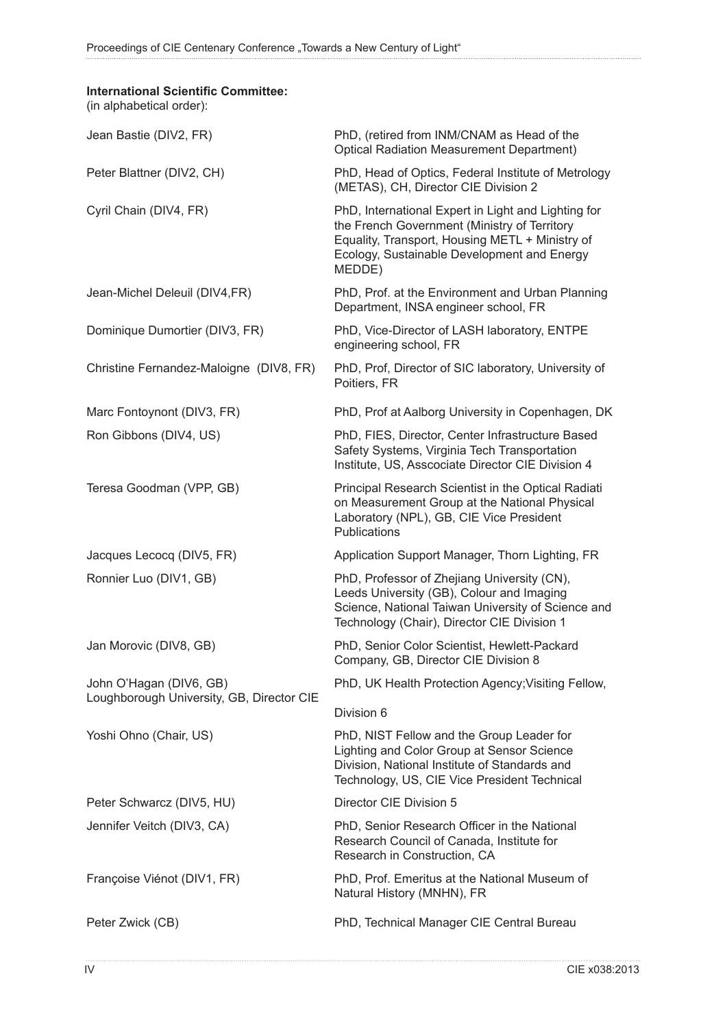**International Scientific Committee:**
(in alphabetical order):

| | |
|---|---|
| Jean Bastie (DIV2, FR) | PhD, (retired from INM/CNAM as Head of the Optical Radiation Measurement Department) |
| Peter Blattner (DIV2, CH) | PhD, Head of Optics, Federal Institute of Metrology (METAS), CH, Director CIE Division 2 |
| Cyril Chain (DIV4, FR) | PhD, International Expert in Light and Lighting for the French Government (Ministry of Territory Equality, Transport, Housing METL + Ministry of Ecology, Sustainable Development and Energy MEDDE) |
| Jean-Michel Deleuil (DIV4,FR) | PhD, Prof. at the Environment and Urban Planning Department, INSA engineer school, FR |
| Dominique Dumortier (DIV3, FR) | PhD, Vice-Director of LASH laboratory, ENTPE engineering school, FR |
| Christine Fernandez-Maloigne (DIV8, FR) | PhD, Prof, Director of SIC laboratory, University of Poitiers, FR |
| Marc Fontoynont (DIV3, FR) | PhD, Prof at Aalborg University in Copenhagen, DK |
| Ron Gibbons (DIV4, US) | PhD, FIES, Director, Center Infrastructure Based Safety Systems, Virginia Tech Transportation Institute, US, Asscociate Director CIE Division 4 |
| Teresa Goodman (VPP, GB) | Principal Research Scientist in the Optical Radiati on Measurement Group at the National Physical Laboratory (NPL), GB, CIE Vice President Publications |
| Jacques Lecocq (DIV5, FR) | Application Support Manager, Thorn Lighting, FR |
| Ronnier Luo (DIV1, GB) | PhD, Professor of Zhejiang University (CN), Leeds University (GB), Colour and Imaging Science, National Taiwan University of Science and Technology (Chair), Director CIE Division 1 |
| Jan Morovic (DIV8, GB) | PhD, Senior Color Scientist, Hewlett-Packard Company, GB, Director CIE Division 8 |
| John O'Hagan (DIV6, GB) | PhD, UK Health Protection Agency;Visiting Fellow, Loughborough University, GB, Director CIE Division 6 |
| Yoshi Ohno (Chair, US) | PhD, NIST Fellow and the Group Leader for Lighting and Color Group at Sensor Science Division, National Institute of Standards and Technology, US, CIE Vice President Technical |
| Peter Schwarcz (DIV5, HU) | Director CIE Division 5 |
| Jennifer Veitch (DIV3, CA) | PhD, Senior Research Officer in the National Research Council of Canada, Institute for Research in Construction, CA |
| Françoise Viénot (DIV1, FR) | PhD, Prof. Emeritus at the National Museum of Natural History (MNHN), FR |
| Peter Zwick (CB) | PhD, Technical Manager CIE Central Bureau |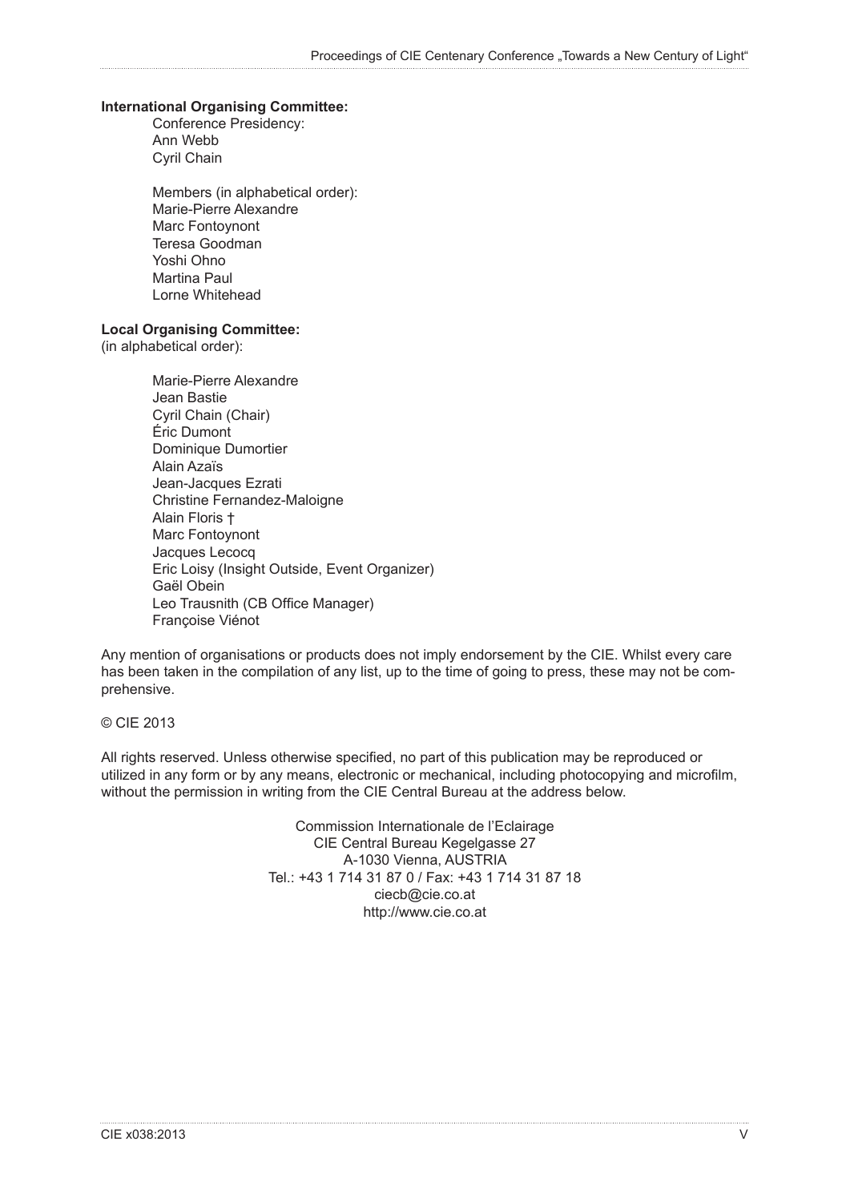**International Organising Committee:**

Conference Presidency:
Ann Webb
Cyril Chain

Members (in alphabetical order):
Marie-Pierre Alexandre
Marc Fontoynont
Teresa Goodman
Yoshi Ohno
Martina Paul
Lorne Whitehead

**Local Organising Committee:**
(in alphabetical order):

Marie-Pierre Alexandre
Jean Bastie
Cyril Chain (Chair)
Éric Dumont
Dominique Dumortier
Alain Azaïs
Jean-Jacques Ezrati
Christine Fernandez-Maloigne
Alain Floris †
Marc Fontoynont
Jacques Lecocq
Eric Loisy (Insight Outside, Event Organizer)
Gaël Obein
Leo Trausnith (CB Office Manager)
Françoise Viénot

Any mention of organisations or products does not imply endorsement by the CIE. Whilst every care has been taken in the compilation of any list, up to the time of going to press, these may not be comprehensive.

© CIE 2013

All rights reserved. Unless otherwise specified, no part of this publication may be reproduced or utilized in any form or by any means, electronic or mechanical, including photocopying and microfilm, without the permission in writing from the CIE Central Bureau at the address below.

Commission Internationale de l'Eclairage
CIE Central Bureau Kegelgasse 27
A-1030 Vienna, AUSTRIA
Tel.: +43 1 714 31 87 0 / Fax: +43 1 714 31 87 18
ciecb@cie.co.at
http://www.cie.co.at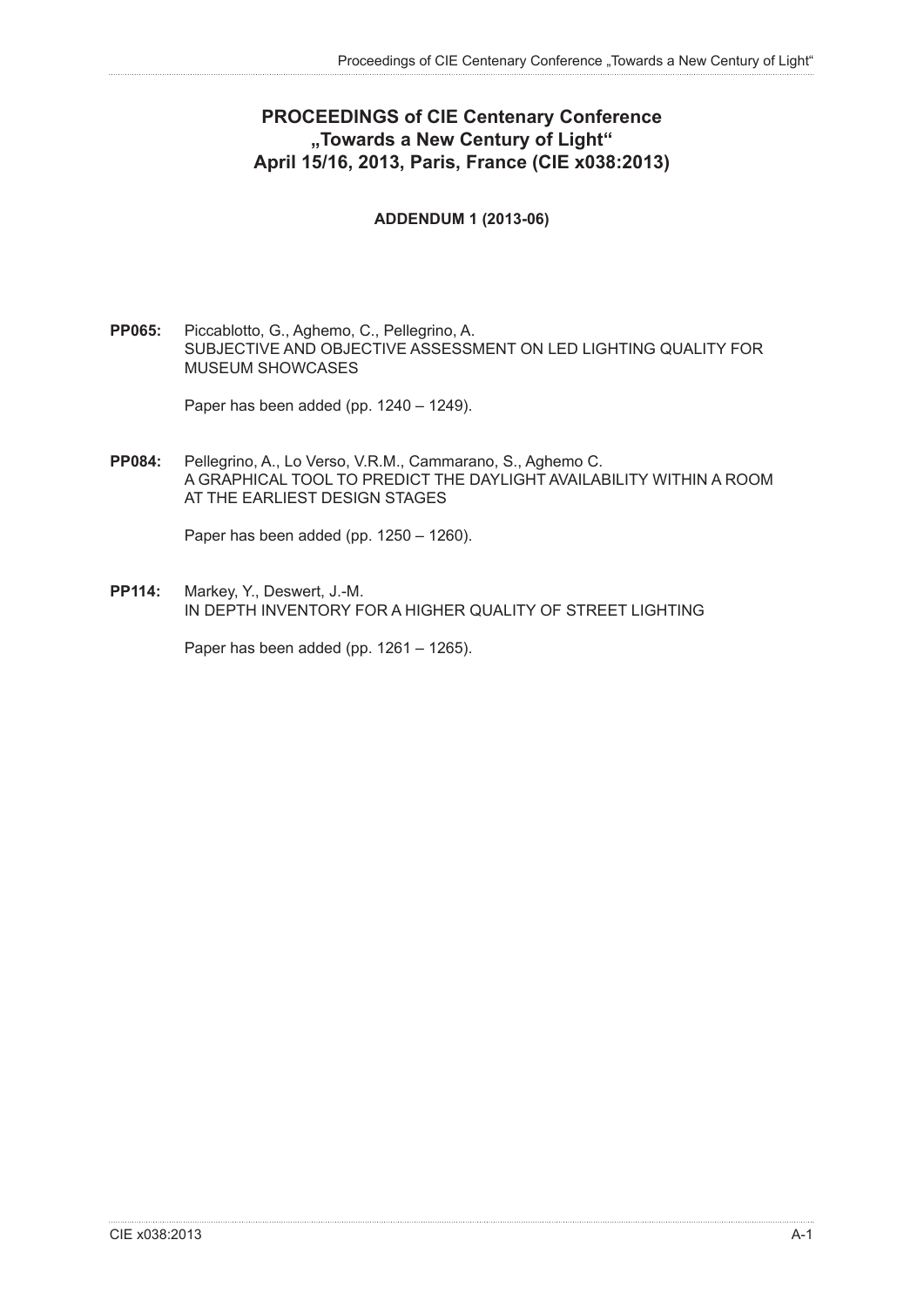# PROCEEDINGS of CIE Centenary Conference „Towards a New Century of Light“ April 15/16, 2013, Paris, France (CIE x038:2013)

**ADDENDUM 1 (2013-06)**

**PP065:** Piccablotto, G., Aghemo, C., Pellegrino, A.
SUBJECTIVE AND OBJECTIVE ASSESSMENT ON LED LIGHTING QUALITY FOR MUSEUM SHOWCASES

Paper has been added (pp. 1240 – 1249).

**PP084:** Pellegrino, A., Lo Verso, V.R.M., Cammarano, S., Aghemo C.
A GRAPHICAL TOOL TO PREDICT THE DAYLIGHT AVAILABILITY WITHIN A ROOM AT THE EARLIEST DESIGN STAGES

Paper has been added (pp. 1250 – 1260).

**PP114:** Markey, Y., Deswert, J.-M.
IN DEPTH INVENTORY FOR A HIGHER QUALITY OF STREET LIGHTING

Paper has been added (pp. 1261 – 1265).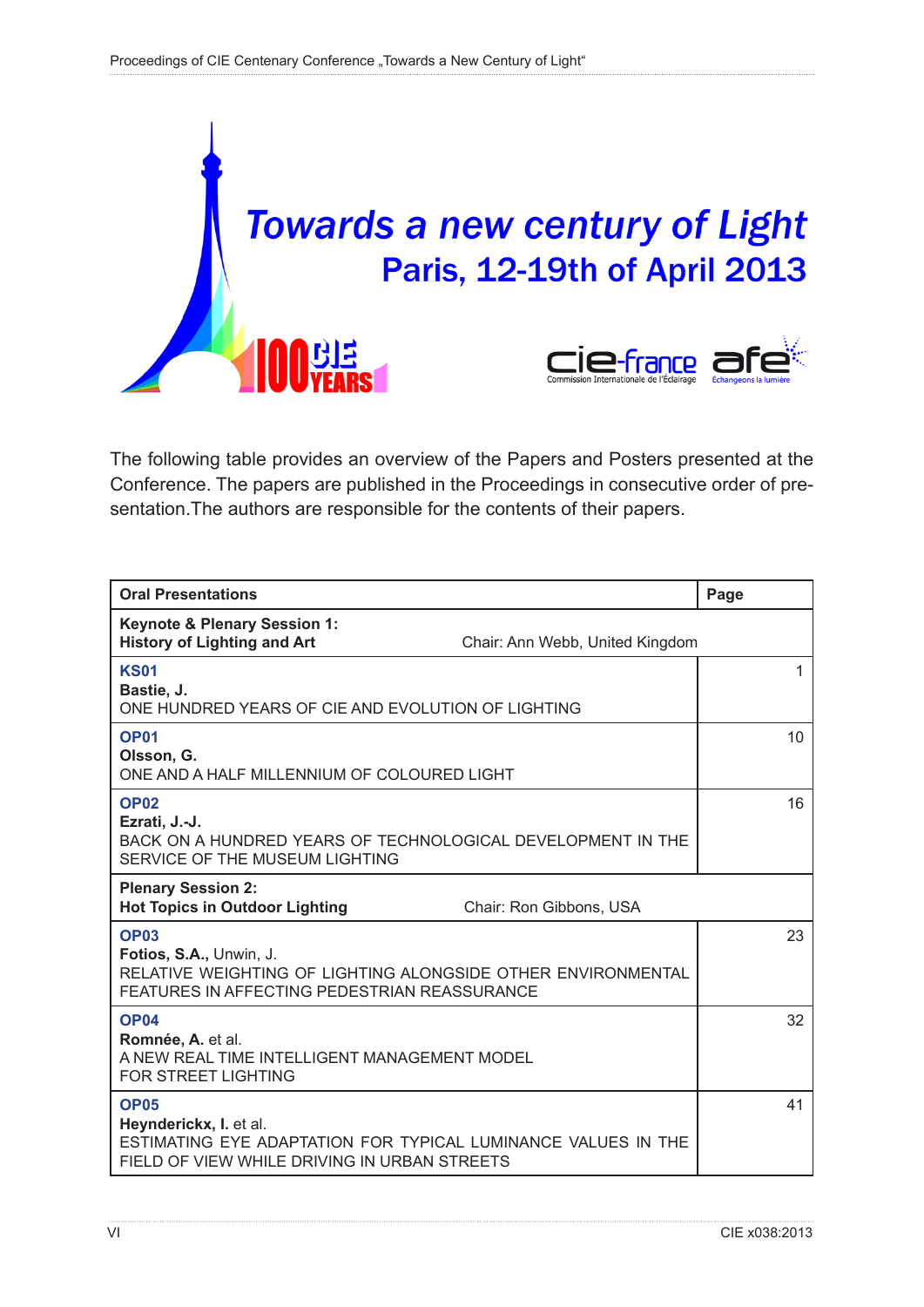# Towards a new century of Light

## Paris, 12-19th of April 2013

The following table provides an overview of the Papers and Posters presented at the Conference. The papers are published in the Proceedings in consecutive order of presentation.The authors are responsible for the contents of their papers.

| Oral Presentations | Page |
|---|---|
| **Keynote & Plenary Session 1:** **History of Lighting and Art** Chair: Ann Webb, United Kingdom | |
| **KS01** **Bastie, J.** ONE HUNDRED YEARS OF CIE AND EVOLUTION OF LIGHTING | 1 |
| **OP01** **Olsson, G.** ONE AND A HALF MILLENNIUM OF COLOURED LIGHT | 10 |
| **OP02** **Ezrati, J.-J.** BACK ON A HUNDRED YEARS OF TECHNOLOGICAL DEVELOPMENT IN THE SERVICE OF THE MUSEUM LIGHTING | 16 |
| **Plenary Session 2:** **Hot Topics in Outdoor Lighting** Chair: Ron Gibbons, USA | |
| **OP03** **Fotios, S.A.,** Unwin, J. RELATIVE WEIGHTING OF LIGHTING ALONGSIDE OTHER ENVIRONMENTAL FEATURES IN AFFECTING PEDESTRIAN REASSURANCE | 23 |
| **OP04** **Romnée, A.** et al. A NEW REAL TIME INTELLIGENT MANAGEMENT MODEL FOR STREET LIGHTING | 32 |
| **OP05** **Heynderickx, I.** et al. ESTIMATING EYE ADAPTATION FOR TYPICAL LUMINANCE VALUES IN THE FIELD OF VIEW WHILE DRIVING IN URBAN STREETS | 41 |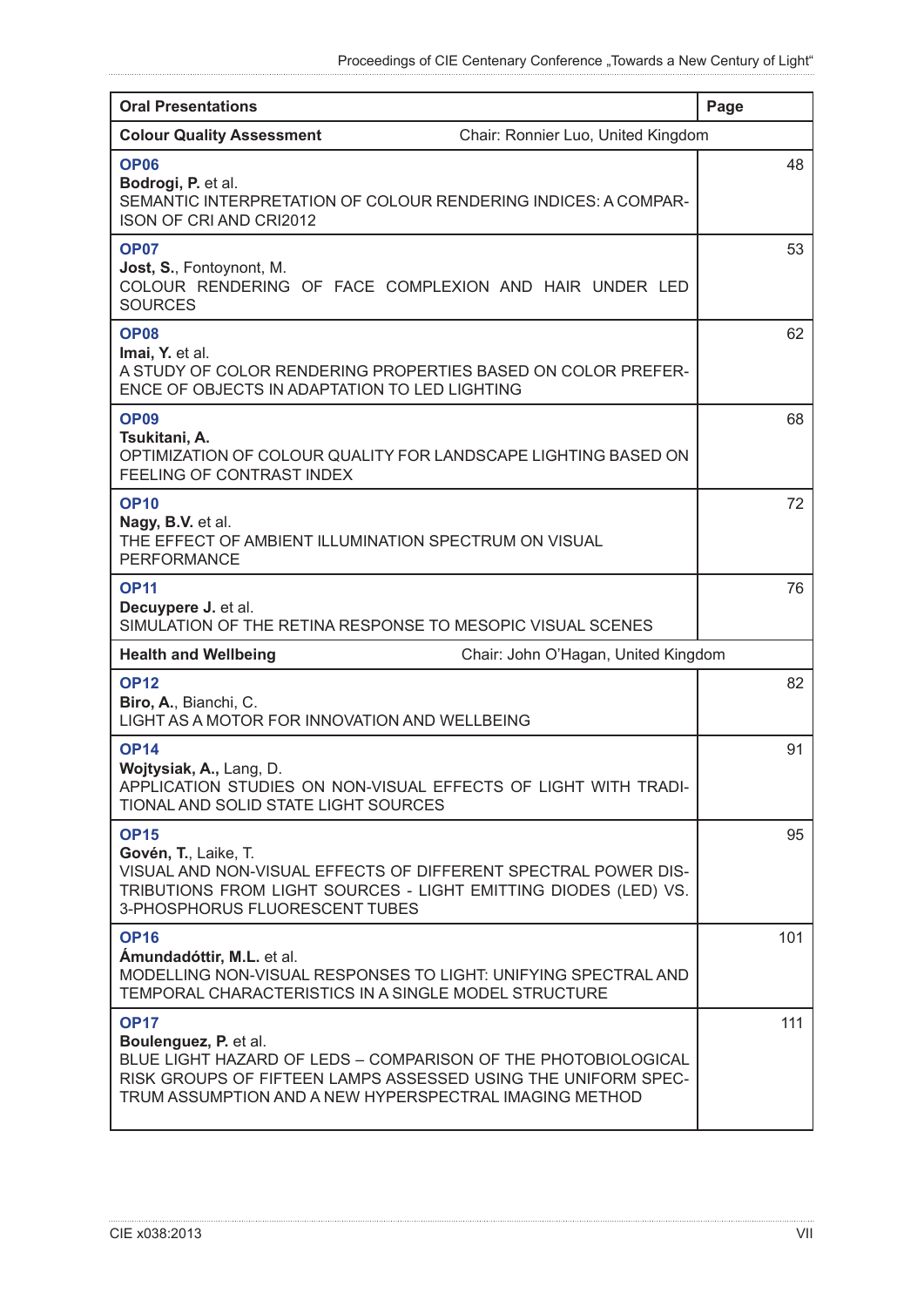| Oral Presentations | Page |
| --- | --- |
| **Colour Quality Assessment** — Chair: Ronnier Luo, United Kingdom | |
| **OP06**<br>**Bodrogi, P.** et al.<br>SEMANTIC INTERPRETATION OF COLOUR RENDERING INDICES: A COMPARISON OF CRI AND CRI2012 | 48 |
| **OP07**<br>**Jost, S.**, Fontoynont, M.<br>COLOUR RENDERING OF FACE COMPLEXION AND HAIR UNDER LED SOURCES | 53 |
| **OP08**<br>**Imai, Y.** et al.<br>A STUDY OF COLOR RENDERING PROPERTIES BASED ON COLOR PREFERENCE OF OBJECTS IN ADAPTATION TO LED LIGHTING | 62 |
| **OP09**<br>**Tsukitani, A.**<br>OPTIMIZATION OF COLOUR QUALITY FOR LANDSCAPE LIGHTING BASED ON FEELING OF CONTRAST INDEX | 68 |
| **OP10**<br>**Nagy, B.V.** et al.<br>THE EFFECT OF AMBIENT ILLUMINATION SPECTRUM ON VISUAL PERFORMANCE | 72 |
| **OP11**<br>**Decuypere J.** et al.<br>SIMULATION OF THE RETINA RESPONSE TO MESOPIC VISUAL SCENES | 76 |
| **Health and Wellbeing** — Chair: John O'Hagan, United Kingdom | |
| **OP12**<br>**Biro, A.**, Bianchi, C.<br>LIGHT AS A MOTOR FOR INNOVATION AND WELLBEING | 82 |
| **OP14**<br>**Wojtysiak, A.**, Lang, D.<br>APPLICATION STUDIES ON NON-VISUAL EFFECTS OF LIGHT WITH TRADITIONAL AND SOLID STATE LIGHT SOURCES | 91 |
| **OP15**<br>**Govén, T.**, Laike, T.<br>VISUAL AND NON-VISUAL EFFECTS OF DIFFERENT SPECTRAL POWER DISTRIBUTIONS FROM LIGHT SOURCES - LIGHT EMITTING DIODES (LED) VS. 3-PHOSPHORUS FLUORESCENT TUBES | 95 |
| **OP16**<br>**Ámundadóttir, M.L.** et al.<br>MODELLING NON-VISUAL RESPONSES TO LIGHT: UNIFYING SPECTRAL AND TEMPORAL CHARACTERISTICS IN A SINGLE MODEL STRUCTURE | 101 |
| **OP17**<br>**Boulenguez, P.** et al.<br>BLUE LIGHT HAZARD OF LEDS – COMPARISON OF THE PHOTOBIOLOGICAL RISK GROUPS OF FIFTEEN LAMPS ASSESSED USING THE UNIFORM SPECTRUM ASSUMPTION AND A NEW HYPERSPECTRAL IMAGING METHOD | 111 |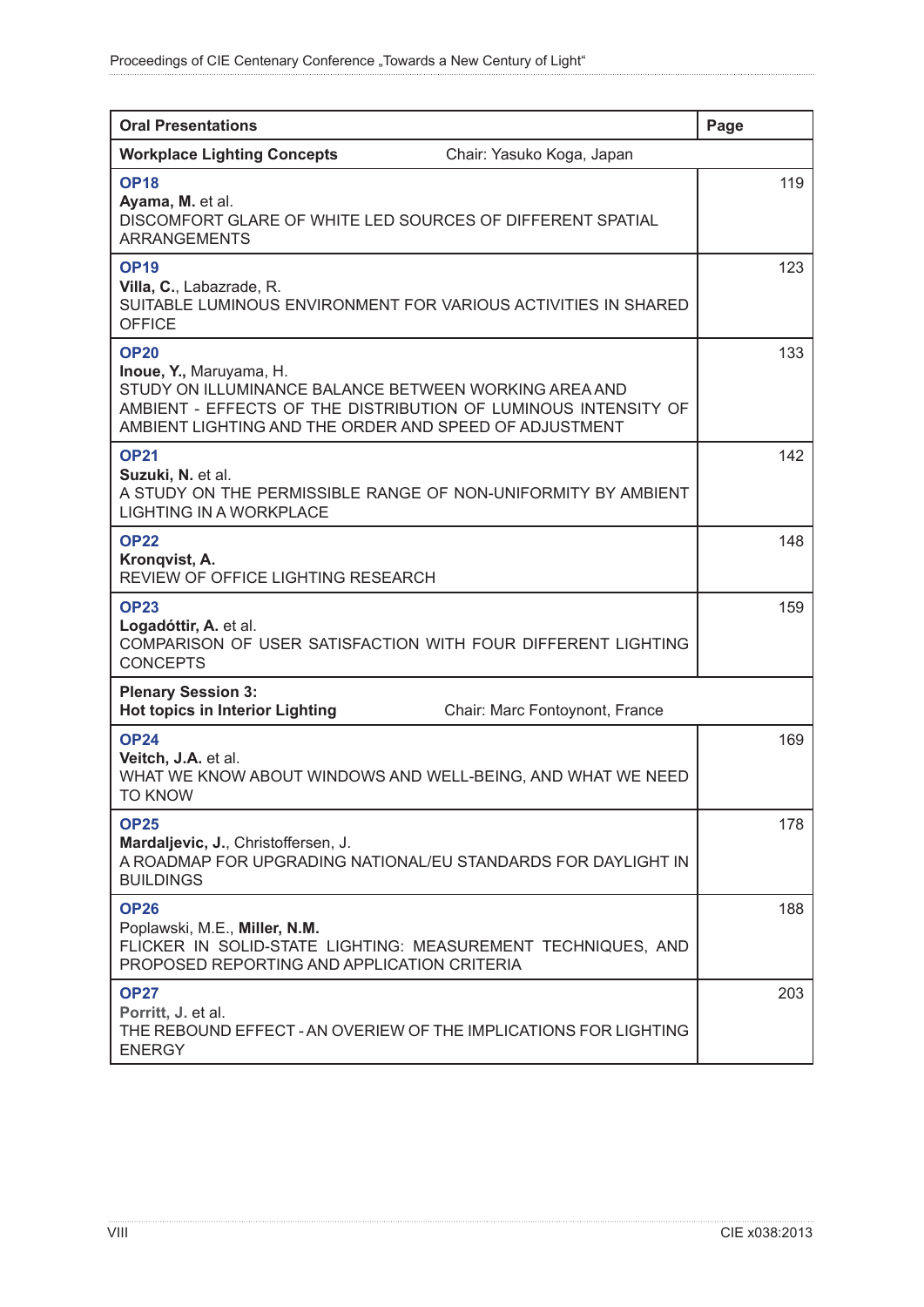| Oral Presentations | Page |
|---|---|
| **Workplace Lighting Concepts** Chair: Yasuko Koga, Japan | |
| **OP18**<br>**Ayama, M.** et al.<br>DISCOMFORT GLARE OF WHITE LED SOURCES OF DIFFERENT SPATIAL ARRANGEMENTS | 119 |
| **OP19**<br>**Villa, C.**, Labazrade, R.<br>SUITABLE LUMINOUS ENVIRONMENT FOR VARIOUS ACTIVITIES IN SHARED OFFICE | 123 |
| **OP20**<br>**Inoue, Y.,** Maruyama, H.<br>STUDY ON ILLUMINANCE BALANCE BETWEEN WORKING AREA AND AMBIENT - EFFECTS OF THE DISTRIBUTION OF LUMINOUS INTENSITY OF AMBIENT LIGHTING AND THE ORDER AND SPEED OF ADJUSTMENT | 133 |
| **OP21**<br>**Suzuki, N.** et al.<br>A STUDY ON THE PERMISSIBLE RANGE OF NON-UNIFORMITY BY AMBIENT LIGHTING IN A WORKPLACE | 142 |
| **OP22**<br>**Kronqvist, A.**<br>REVIEW OF OFFICE LIGHTING RESEARCH | 148 |
| **OP23**<br>**Logadóttir, A.** et al.<br>COMPARISON OF USER SATISFACTION WITH FOUR DIFFERENT LIGHTING CONCEPTS | 159 |
| **Plenary Session 3:**<br>**Hot topics in Interior Lighting** Chair: Marc Fontoynont, France | |
| **OP24**<br>**Veitch, J.A.** et al.<br>WHAT WE KNOW ABOUT WINDOWS AND WELL-BEING, AND WHAT WE NEED TO KNOW | 169 |
| **OP25**<br>**Mardaljevic, J.**, Christoffersen, J.<br>A ROADMAP FOR UPGRADING NATIONAL/EU STANDARDS FOR DAYLIGHT IN BUILDINGS | 178 |
| **OP26**<br>Poplawski, M.E., **Miller, N.M.**<br>FLICKER IN SOLID-STATE LIGHTING: MEASUREMENT TECHNIQUES, AND PROPOSED REPORTING AND APPLICATION CRITERIA | 188 |
| **OP27**<br>Porritt, J. et al.<br>THE REBOUND EFFECT - AN OVERIEW OF THE IMPLICATIONS FOR LIGHTING ENERGY | 203 |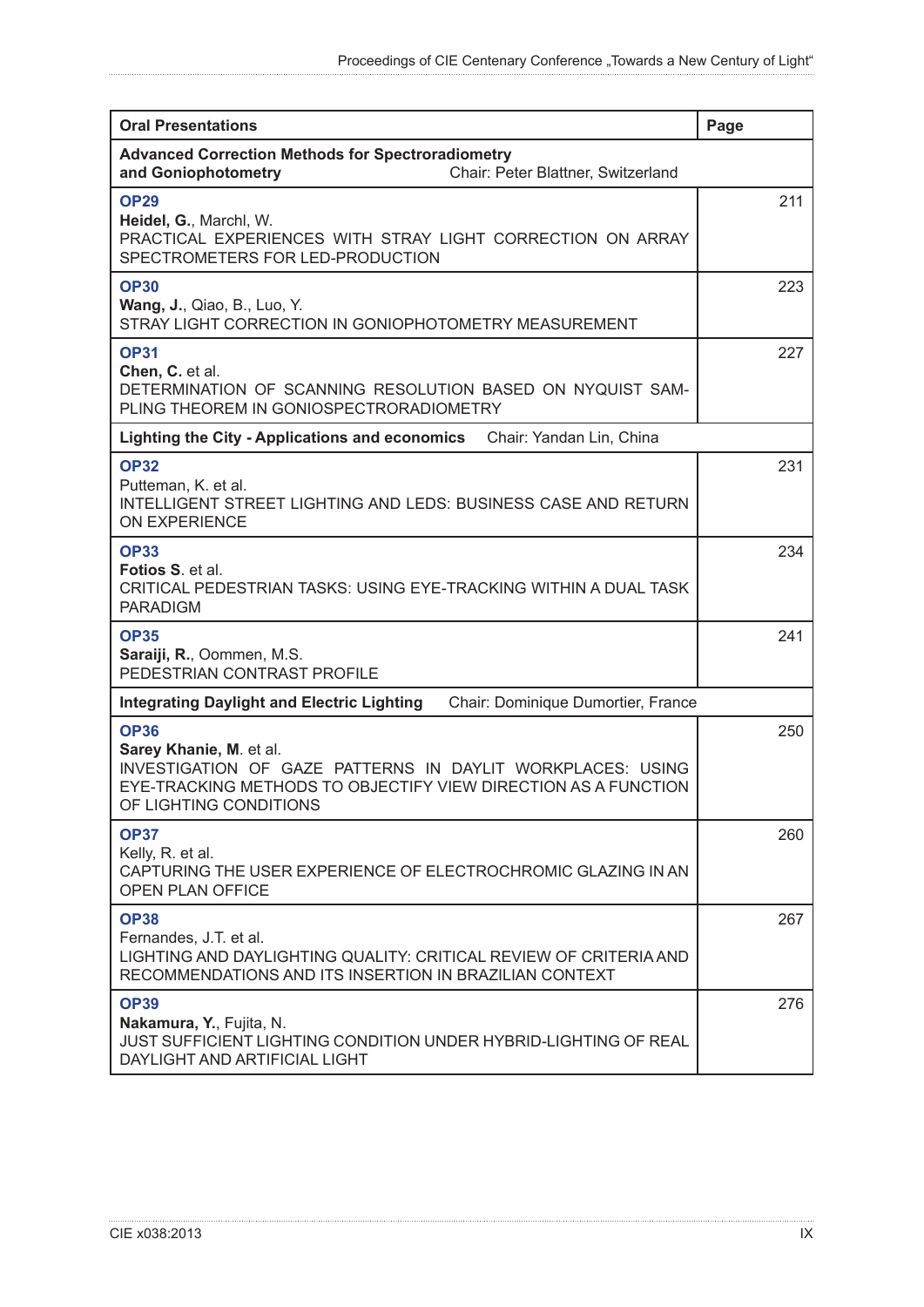| Oral Presentations | Page |
|---|---|
| **Advanced Correction Methods for Spectroradiometry and Goniophotometry** Chair: Peter Blattner, Switzerland | |
| **OP29**<br>**Heidel, G.**, Marchl, W.<br>PRACTICAL EXPERIENCES WITH STRAY LIGHT CORRECTION ON ARRAY SPECTROMETERS FOR LED-PRODUCTION | 211 |
| **OP30**<br>**Wang, J.**, Qiao, B., Luo, Y.<br>STRAY LIGHT CORRECTION IN GONIOPHOTOMETRY MEASUREMENT | 223 |
| **OP31**<br>**Chen, C.** et al.<br>DETERMINATION OF SCANNING RESOLUTION BASED ON NYQUIST SAMPLING THEOREM IN GONIOSPECTRORADIOMETRY | 227 |
| **Lighting the City - Applications and economics** Chair: Yandan Lin, China | |
| **OP32**<br>Putteman, K. et al.<br>INTELLIGENT STREET LIGHTING AND LEDS: BUSINESS CASE AND RETURN ON EXPERIENCE | 231 |
| **OP33**<br>**Fotios S**. et al.<br>CRITICAL PEDESTRIAN TASKS: USING EYE-TRACKING WITHIN A DUAL TASK PARADIGM | 234 |
| **OP35**<br>**Saraiji, R.**, Oommen, M.S.<br>PEDESTRIAN CONTRAST PROFILE | 241 |
| **Integrating Daylight and Electric Lighting** Chair: Dominique Dumortier, France | |
| **OP36**<br>**Sarey Khanie, M**. et al.<br>INVESTIGATION OF GAZE PATTERNS IN DAYLIT WORKPLACES: USING EYE-TRACKING METHODS TO OBJECTIFY VIEW DIRECTION AS A FUNCTION OF LIGHTING CONDITIONS | 250 |
| **OP37**<br>Kelly, R. et al.<br>CAPTURING THE USER EXPERIENCE OF ELECTROCHROMIC GLAZING IN AN OPEN PLAN OFFICE | 260 |
| **OP38**<br>Fernandes, J.T. et al.<br>LIGHTING AND DAYLIGHTING QUALITY: CRITICAL REVIEW OF CRITERIA AND RECOMMENDATIONS AND ITS INSERTION IN BRAZILIAN CONTEXT | 267 |
| **OP39**<br>**Nakamura, Y.**, Fujita, N.<br>JUST SUFFICIENT LIGHTING CONDITION UNDER HYBRID-LIGHTING OF REAL DAYLIGHT AND ARTIFICIAL LIGHT | 276 |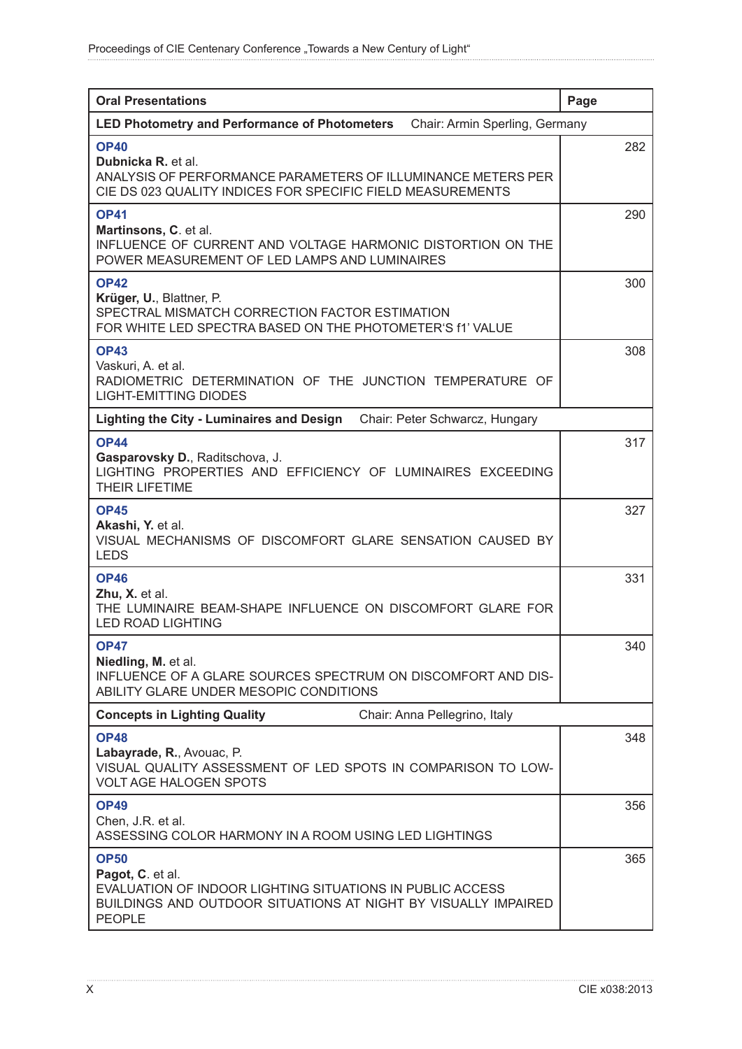| Oral Presentations | Page |
|---|---|
| **LED Photometry and Performance of Photometers** Chair: Armin Sperling, Germany | |
| **OP40**<br>**Dubnicka R.** et al.<br>ANALYSIS OF PERFORMANCE PARAMETERS OF ILLUMINANCE METERS PER CIE DS 023 QUALITY INDICES FOR SPECIFIC FIELD MEASUREMENTS | 282 |
| **OP41**<br>**Martinsons, C**. et al.<br>INFLUENCE OF CURRENT AND VOLTAGE HARMONIC DISTORTION ON THE POWER MEASUREMENT OF LED LAMPS AND LUMINAIRES | 290 |
| **OP42**<br>**Krüger, U.**, Blattner, P.<br>SPECTRAL MISMATCH CORRECTION FACTOR ESTIMATION FOR WHITE LED SPECTRA BASED ON THE PHOTOMETER'S f1' VALUE | 300 |
| **OP43**<br>Vaskuri, A. et al.<br>RADIOMETRIC DETERMINATION OF THE JUNCTION TEMPERATURE OF LIGHT-EMITTING DIODES | 308 |
| **Lighting the City - Luminaires and Design** Chair: Peter Schwarcz, Hungary | |
| **OP44**<br>**Gasparovsky D.**, Raditschova, J.<br>LIGHTING PROPERTIES AND EFFICIENCY OF LUMINAIRES EXCEEDING THEIR LIFETIME | 317 |
| **OP45**<br>**Akashi, Y.** et al.<br>VISUAL MECHANISMS OF DISCOMFORT GLARE SENSATION CAUSED BY LEDS | 327 |
| **OP46**<br>**Zhu, X.** et al.<br>THE LUMINAIRE BEAM-SHAPE INFLUENCE ON DISCOMFORT GLARE FOR LED ROAD LIGHTING | 331 |
| **OP47**<br>**Niedling, M.** et al.<br>INFLUENCE OF A GLARE SOURCES SPECTRUM ON DISCOMFORT AND DISABILITY GLARE UNDER MESOPIC CONDITIONS | 340 |
| **Concepts in Lighting Quality** Chair: Anna Pellegrino, Italy | |
| **OP48**<br>**Labayrade, R.**, Avouac, P.<br>VISUAL QUALITY ASSESSMENT OF LED SPOTS IN COMPARISON TO LOW-VOLTAGE HALOGEN SPOTS | 348 |
| **OP49**<br>Chen, J.R. et al.<br>ASSESSING COLOR HARMONY IN A ROOM USING LED LIGHTINGS | 356 |
| **OP50**<br>**Pagot, C**. et al.<br>EVALUATION OF INDOOR LIGHTING SITUATIONS IN PUBLIC ACCESS BUILDINGS AND OUTDOOR SITUATIONS AT NIGHT BY VISUALLY IMPAIRED PEOPLE | 365 |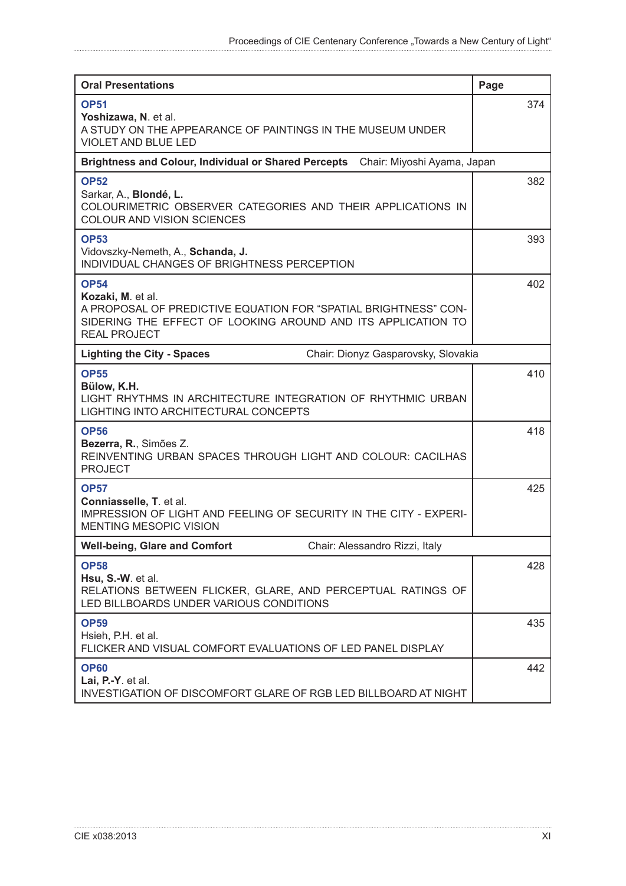| Oral Presentations | Page |
|---|---|
| **OP51**<br>**Yoshizawa, N**. et al.<br>A STUDY ON THE APPEARANCE OF PAINTINGS IN THE MUSEUM UNDER VIOLET AND BLUE LED | 374 |
| **Brightness and Colour, Individual or Shared Percepts** Chair: Miyoshi Ayama, Japan | |
| **OP52**<br>Sarkar, A., **Blondé, L.**<br>COLOURIMETRIC OBSERVER CATEGORIES AND THEIR APPLICATIONS IN COLOUR AND VISION SCIENCES | 382 |
| **OP53**<br>Vidovszky-Nemeth, A., **Schanda, J.**<br>INDIVIDUAL CHANGES OF BRIGHTNESS PERCEPTION | 393 |
| **OP54**<br>**Kozaki, M**. et al.<br>A PROPOSAL OF PREDICTIVE EQUATION FOR "SPATIAL BRIGHTNESS" CONSIDERING THE EFFECT OF LOOKING AROUND AND ITS APPLICATION TO REAL PROJECT | 402 |
| **Lighting the City - Spaces** Chair: Dionyz Gasparovsky, Slovakia | |
| **OP55**<br>**Bülow, K.H.**<br>LIGHT RHYTHMS IN ARCHITECTURE INTEGRATION OF RHYTHMIC URBAN LIGHTING INTO ARCHITECTURAL CONCEPTS | 410 |
| **OP56**<br>**Bezerra, R.**, Simões Z.<br>REINVENTING URBAN SPACES THROUGH LIGHT AND COLOUR: CACILHAS PROJECT | 418 |
| **OP57**<br>**Conniasselle, T**. et al.<br>IMPRESSION OF LIGHT AND FEELING OF SECURITY IN THE CITY - EXPERIMENTING MESOPIC VISION | 425 |
| **Well-being, Glare and Comfort** Chair: Alessandro Rizzi, Italy | |
| **OP58**<br>**Hsu, S.-W**. et al.<br>RELATIONS BETWEEN FLICKER, GLARE, AND PERCEPTUAL RATINGS OF LED BILLBOARDS UNDER VARIOUS CONDITIONS | 428 |
| **OP59**<br>Hsieh, P.H. et al.<br>FLICKER AND VISUAL COMFORT EVALUATIONS OF LED PANEL DISPLAY | 435 |
| **OP60**<br>**Lai, P.-Y**. et al.<br>INVESTIGATION OF DISCOMFORT GLARE OF RGB LED BILLBOARD AT NIGHT | 442 |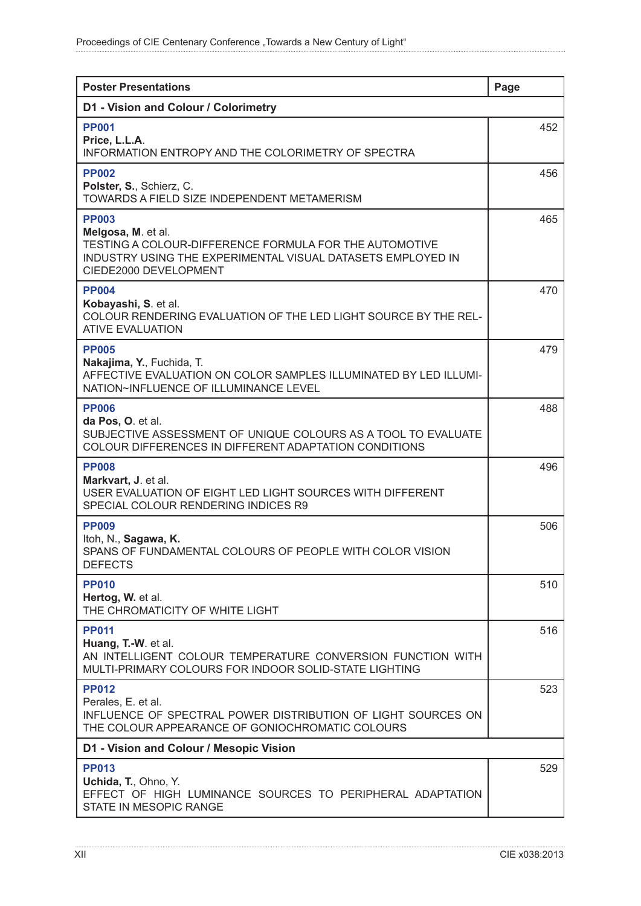| Poster Presentations | Page |
|---|---|
| **D1 - Vision and Colour / Colorimetry** | |
| **PP001**<br>**Price, L.L.A.**<br>INFORMATION ENTROPY AND THE COLORIMETRY OF SPECTRA | 452 |
| **PP002**<br>**Polster, S.**, Schierz, C.<br>TOWARDS A FIELD SIZE INDEPENDENT METAMERISM | 456 |
| **PP003**<br>**Melgosa, M**. et al.<br>TESTING A COLOUR-DIFFERENCE FORMULA FOR THE AUTOMOTIVE INDUSTRY USING THE EXPERIMENTAL VISUAL DATASETS EMPLOYED IN CIEDE2000 DEVELOPMENT | 465 |
| **PP004**<br>**Kobayashi, S**. et al.<br>COLOUR RENDERING EVALUATION OF THE LED LIGHT SOURCE BY THE RELATIVE EVALUATION | 470 |
| **PP005**<br>**Nakajima, Y.**, Fuchida, T.<br>AFFECTIVE EVALUATION ON COLOR SAMPLES ILLUMINATED BY LED ILLUMINATION~INFLUENCE OF ILLUMINANCE LEVEL | 479 |
| **PP006**<br>**da Pos, O**. et al.<br>SUBJECTIVE ASSESSMENT OF UNIQUE COLOURS AS A TOOL TO EVALUATE COLOUR DIFFERENCES IN DIFFERENT ADAPTATION CONDITIONS | 488 |
| **PP008**<br>**Markvart, J**. et al.<br>USER EVALUATION OF EIGHT LED LIGHT SOURCES WITH DIFFERENT SPECIAL COLOUR RENDERING INDICES R9 | 496 |
| **PP009**<br>Itoh, N., **Sagawa, K.**<br>SPANS OF FUNDAMENTAL COLOURS OF PEOPLE WITH COLOR VISION DEFECTS | 506 |
| **PP010**<br>**Hertog, W.** et al.<br>THE CHROMATICITY OF WHITE LIGHT | 510 |
| **PP011**<br>**Huang, T.-W**. et al.<br>AN INTELLIGENT COLOUR TEMPERATURE CONVERSION FUNCTION WITH MULTI-PRIMARY COLOURS FOR INDOOR SOLID-STATE LIGHTING | 516 |
| **PP012**<br>Perales, E. et al.<br>INFLUENCE OF SPECTRAL POWER DISTRIBUTION OF LIGHT SOURCES ON THE COLOUR APPEARANCE OF GONIOCHROMATIC COLOURS | 523 |
| **D1 - Vision and Colour / Mesopic Vision** | |
| **PP013**<br>**Uchida, T.**, Ohno, Y.<br>EFFECT OF HIGH LUMINANCE SOURCES TO PERIPHERAL ADAPTATION STATE IN MESOPIC RANGE | 529 |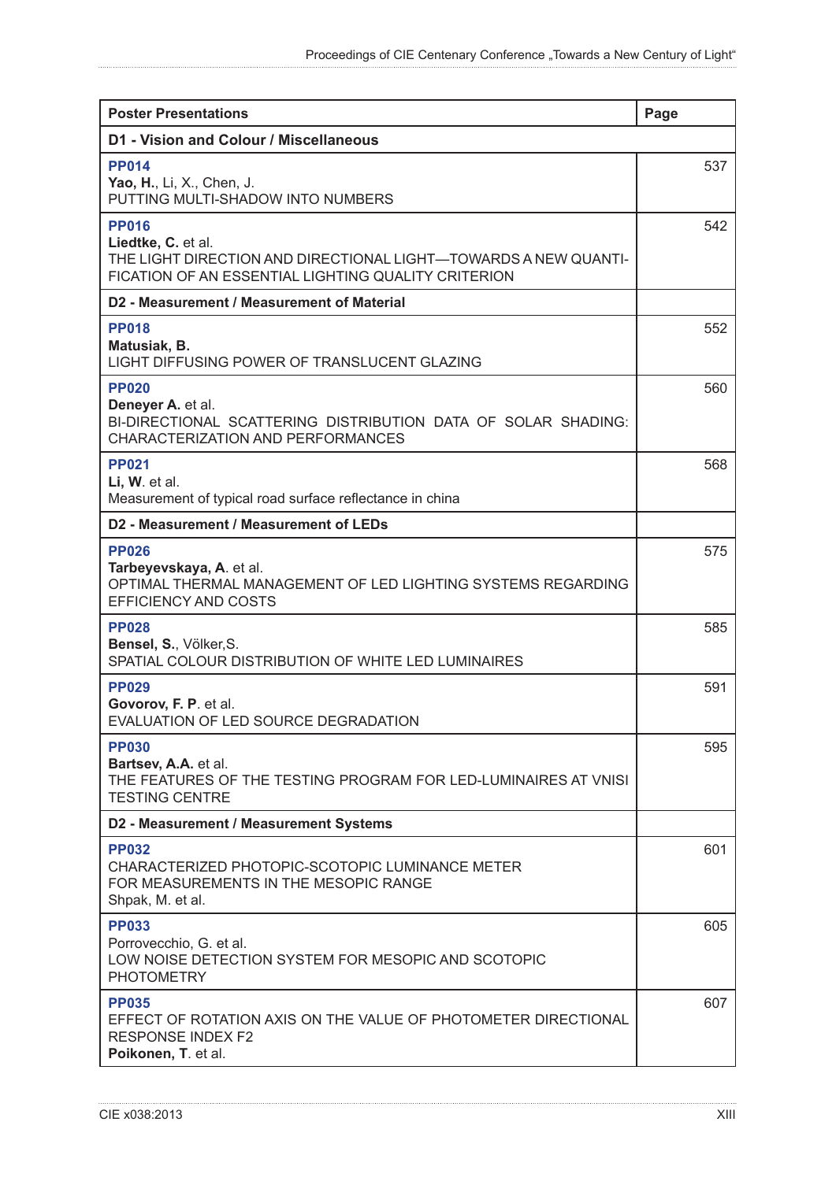| Poster Presentations | Page |
|---|---|
| **D1 - Vision and Colour / Miscellaneous** | |
| **PP014**<br>**Yao, H.**, Li, X., Chen, J.<br>PUTTING MULTI-SHADOW INTO NUMBERS | 537 |
| **PP016**<br>**Liedtke, C.** et al.<br>THE LIGHT DIRECTION AND DIRECTIONAL LIGHT—TOWARDS A NEW QUANTIFICATION OF AN ESSENTIAL LIGHTING QUALITY CRITERION | 542 |
| **D2 - Measurement / Measurement of Material** | |
| **PP018**<br>**Matusiak, B.**<br>LIGHT DIFFUSING POWER OF TRANSLUCENT GLAZING | 552 |
| **PP020**<br>**Deneyer A.** et al.<br>BI-DIRECTIONAL SCATTERING DISTRIBUTION DATA OF SOLAR SHADING: CHARACTERIZATION AND PERFORMANCES | 560 |
| **PP021**<br>**Li, W**. et al.<br>Measurement of typical road surface reflectance in china | 568 |
| **D2 - Measurement / Measurement of LEDs** | |
| **PP026**<br>**Tarbeyevskaya, A**. et al.<br>OPTIMAL THERMAL MANAGEMENT OF LED LIGHTING SYSTEMS REGARDING EFFICIENCY AND COSTS | 575 |
| **PP028**<br>**Bensel, S.**, Völker,S.<br>SPATIAL COLOUR DISTRIBUTION OF WHITE LED LUMINAIRES | 585 |
| **PP029**<br>**Govorov, F. P**. et al.<br>EVALUATION OF LED SOURCE DEGRADATION | 591 |
| **PP030**<br>**Bartsev, A.A.** et al.<br>THE FEATURES OF THE TESTING PROGRAM FOR LED-LUMINAIRES AT VNISI TESTING CENTRE | 595 |
| **D2 - Measurement / Measurement Systems** | |
| **PP032**<br>CHARACTERIZED PHOTOPIC-SCOTOPIC LUMINANCE METER FOR MEASUREMENTS IN THE MESOPIC RANGE<br>Shpak, M. et al. | 601 |
| **PP033**<br>Porrovecchio, G. et al.<br>LOW NOISE DETECTION SYSTEM FOR MESOPIC AND SCOTOPIC PHOTOMETRY | 605 |
| **PP035**<br>EFFECT OF ROTATION AXIS ON THE VALUE OF PHOTOMETER DIRECTIONAL RESPONSE INDEX F2<br>**Poikonen, T**. et al. | 607 |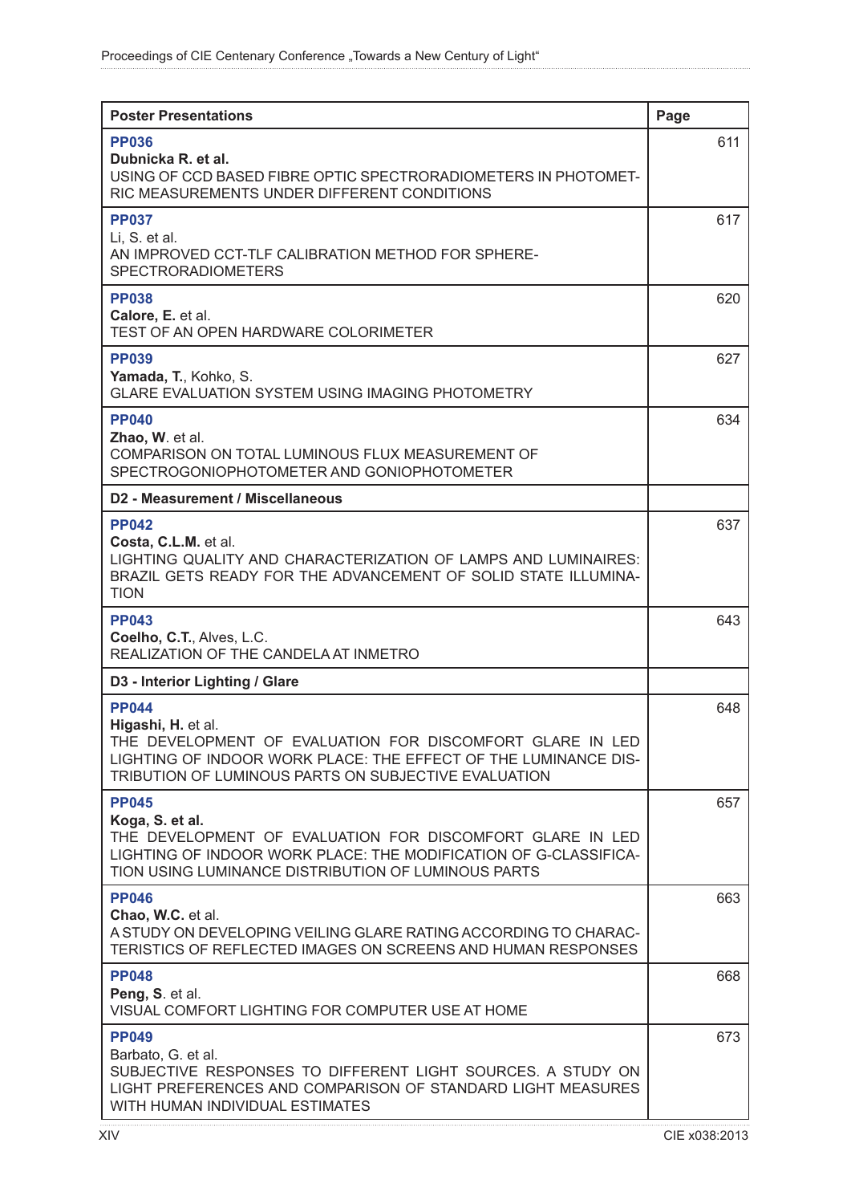| Poster Presentations | Page |
|---|---|
| **PP036**<br>**Dubnicka R. et al.**<br>USING OF CCD BASED FIBRE OPTIC SPECTRORADIOMETERS IN PHOTOMETRIC MEASUREMENTS UNDER DIFFERENT CONDITIONS | 611 |
| **PP037**<br>Li, S. et al.<br>AN IMPROVED CCT-TLF CALIBRATION METHOD FOR SPHERE-SPECTRORADIOMETERS | 617 |
| **PP038**<br>**Calore, E.** et al.<br>TEST OF AN OPEN HARDWARE COLORIMETER | 620 |
| **PP039**<br>**Yamada, T.**, Kohko, S.<br>GLARE EVALUATION SYSTEM USING IMAGING PHOTOMETRY | 627 |
| **PP040**<br>**Zhao, W**. et al.<br>COMPARISON ON TOTAL LUMINOUS FLUX MEASUREMENT OF SPECTROGONIOPHOTOMETER AND GONIOPHOTOMETER | 634 |
| **D2 - Measurement / Miscellaneous** | |
| **PP042**<br>**Costa, C.L.M.** et al.<br>LIGHTING QUALITY AND CHARACTERIZATION OF LAMPS AND LUMINAIRES: BRAZIL GETS READY FOR THE ADVANCEMENT OF SOLID STATE ILLUMINATION | 637 |
| **PP043**<br>**Coelho, C.T.**, Alves, L.C.<br>REALIZATION OF THE CANDELA AT INMETRO | 643 |
| **D3 - Interior Lighting / Glare** | |
| **PP044**<br>**Higashi, H.** et al.<br>THE DEVELOPMENT OF EVALUATION FOR DISCOMFORT GLARE IN LED LIGHTING OF INDOOR WORK PLACE: THE EFFECT OF THE LUMINANCE DISTRIBUTION OF LUMINOUS PARTS ON SUBJECTIVE EVALUATION | 648 |
| **PP045**<br>**Koga, S. et al.**<br>THE DEVELOPMENT OF EVALUATION FOR DISCOMFORT GLARE IN LED LIGHTING OF INDOOR WORK PLACE: THE MODIFICATION OF G-CLASSIFICATION USING LUMINANCE DISTRIBUTION OF LUMINOUS PARTS | 657 |
| **PP046**<br>**Chao, W.C.** et al.<br>A STUDY ON DEVELOPING VEILING GLARE RATING ACCORDING TO CHARACTERISTICS OF REFLECTED IMAGES ON SCREENS AND HUMAN RESPONSES | 663 |
| **PP048**<br>**Peng, S**. et al.<br>VISUAL COMFORT LIGHTING FOR COMPUTER USE AT HOME | 668 |
| **PP049**<br>Barbato, G. et al.<br>SUBJECTIVE RESPONSES TO DIFFERENT LIGHT SOURCES. A STUDY ON LIGHT PREFERENCES AND COMPARISON OF STANDARD LIGHT MEASURES WITH HUMAN INDIVIDUAL ESTIMATES | 673 |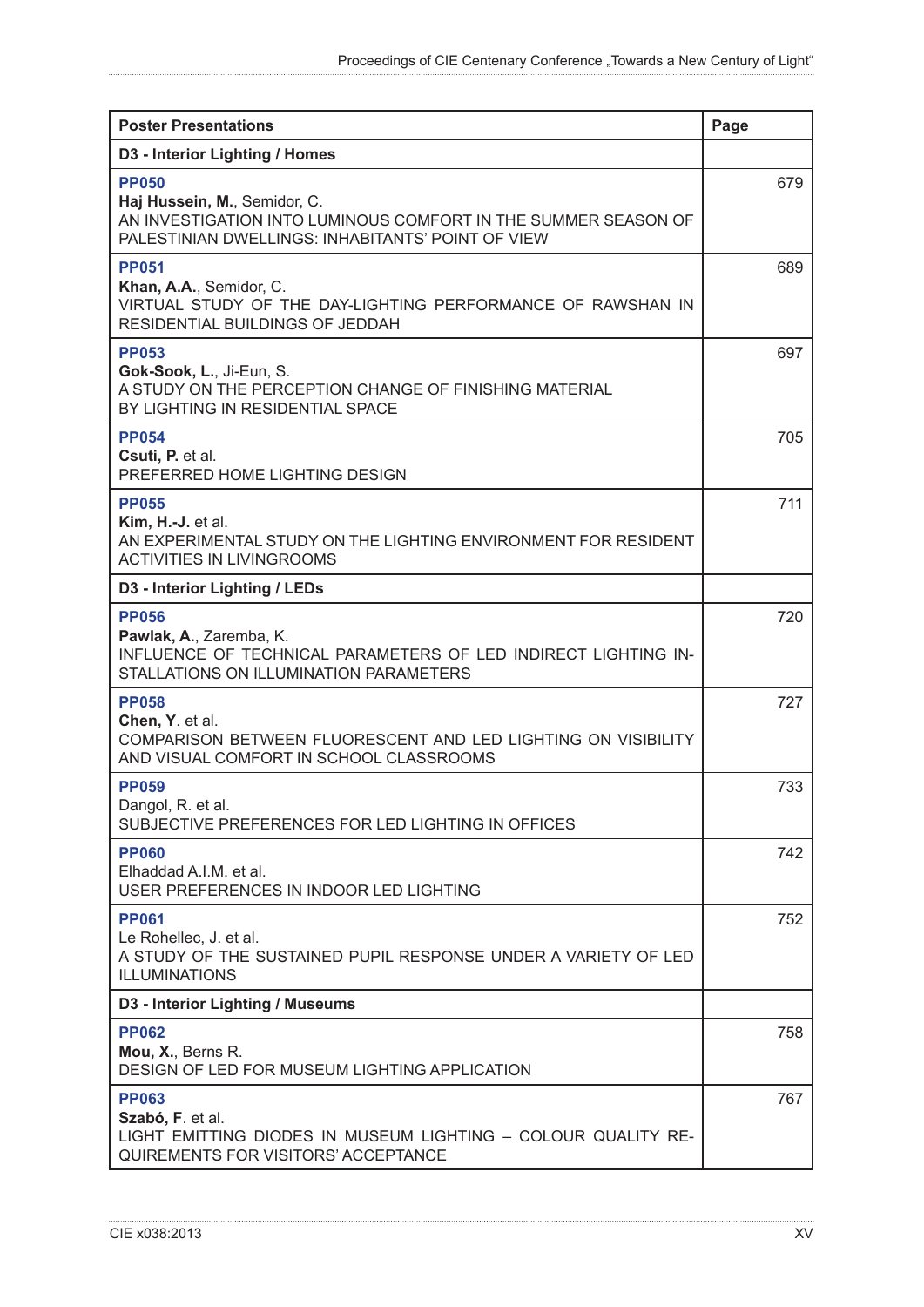| Poster Presentations | Page |
|---|---|
| **D3 - Interior Lighting / Homes** | |
| **PP050**<br>**Haj Hussein, M.**, Semidor, C.<br>AN INVESTIGATION INTO LUMINOUS COMFORT IN THE SUMMER SEASON OF PALESTINIAN DWELLINGS: INHABITANTS' POINT OF VIEW | 679 |
| **PP051**<br>**Khan, A.A.**, Semidor, C.<br>VIRTUAL STUDY OF THE DAY-LIGHTING PERFORMANCE OF RAWSHAN IN RESIDENTIAL BUILDINGS OF JEDDAH | 689 |
| **PP053**<br>**Gok-Sook, L.**, Ji-Eun, S.<br>A STUDY ON THE PERCEPTION CHANGE OF FINISHING MATERIAL BY LIGHTING IN RESIDENTIAL SPACE | 697 |
| **PP054**<br>**Csuti, P.** et al.<br>PREFERRED HOME LIGHTING DESIGN | 705 |
| **PP055**<br>**Kim, H.-J.** et al.<br>AN EXPERIMENTAL STUDY ON THE LIGHTING ENVIRONMENT FOR RESIDENT ACTIVITIES IN LIVINGROOMS | 711 |
| **D3 - Interior Lighting / LEDs** | |
| **PP056**<br>**Pawlak, A.**, Zaremba, K.<br>INFLUENCE OF TECHNICAL PARAMETERS OF LED INDIRECT LIGHTING INSTALLATIONS ON ILLUMINATION PARAMETERS | 720 |
| **PP058**<br>**Chen, Y**. et al.<br>COMPARISON BETWEEN FLUORESCENT AND LED LIGHTING ON VISIBILITY AND VISUAL COMFORT IN SCHOOL CLASSROOMS | 727 |
| **PP059**<br>Dangol, R. et al.<br>SUBJECTIVE PREFERENCES FOR LED LIGHTING IN OFFICES | 733 |
| **PP060**<br>Elhaddad A.I.M. et al.<br>USER PREFERENCES IN INDOOR LED LIGHTING | 742 |
| **PP061**<br>Le Rohellec, J. et al.<br>A STUDY OF THE SUSTAINED PUPIL RESPONSE UNDER A VARIETY OF LED ILLUMINATIONS | 752 |
| **D3 - Interior Lighting / Museums** | |
| **PP062**<br>**Mou, X.**, Berns R.<br>DESIGN OF LED FOR MUSEUM LIGHTING APPLICATION | 758 |
| **PP063**<br>**Szabó, F**. et al.<br>LIGHT EMITTING DIODES IN MUSEUM LIGHTING – COLOUR QUALITY REQUIREMENTS FOR VISITORS' ACCEPTANCE | 767 |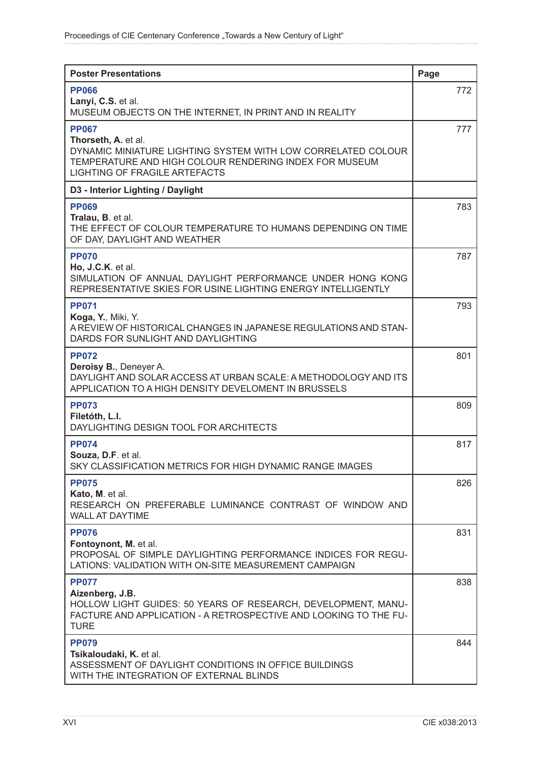| Poster Presentations | Page |
|---|---|
| **PP066**<br>**Lanyi, C.S.** et al.<br>MUSEUM OBJECTS ON THE INTERNET, IN PRINT AND IN REALITY | 772 |
| **PP067**<br>**Thorseth, A.** et al.<br>DYNAMIC MINIATURE LIGHTING SYSTEM WITH LOW CORRELATED COLOUR TEMPERATURE AND HIGH COLOUR RENDERING INDEX FOR MUSEUM LIGHTING OF FRAGILE ARTEFACTS | 777 |
| **D3 - Interior Lighting / Daylight** | |
| **PP069**<br>**Tralau, B**. et al.<br>THE EFFECT OF COLOUR TEMPERATURE TO HUMANS DEPENDING ON TIME OF DAY, DAYLIGHT AND WEATHER | 783 |
| **PP070**<br>**Ho, J.C.K**. et al.<br>SIMULATION OF ANNUAL DAYLIGHT PERFORMANCE UNDER HONG KONG REPRESENTATIVE SKIES FOR USINE LIGHTING ENERGY INTELLIGENTLY | 787 |
| **PP071**<br>**Koga, Y.**, Miki, Y.<br>A REVIEW OF HISTORICAL CHANGES IN JAPANESE REGULATIONS AND STANDARDS FOR SUNLIGHT AND DAYLIGHTING | 793 |
| **PP072**<br>**Deroisy B.**, Deneyer A.<br>DAYLIGHT AND SOLAR ACCESS AT URBAN SCALE: A METHODOLOGY AND ITS APPLICATION TO A HIGH DENSITY DEVELOMENT IN BRUSSELS | 801 |
| **PP073**<br>**Filetóth, L.I.**<br>DAYLIGHTING DESIGN TOOL FOR ARCHITECTS | 809 |
| **PP074**<br>**Souza, D.F**. et al.<br>SKY CLASSIFICATION METRICS FOR HIGH DYNAMIC RANGE IMAGES | 817 |
| **PP075**<br>**Kato, M**. et al.<br>RESEARCH ON PREFERABLE LUMINANCE CONTRAST OF WINDOW AND WALL AT DAYTIME | 826 |
| **PP076**<br>**Fontoynont, M.** et al.<br>PROPOSAL OF SIMPLE DAYLIGHTING PERFORMANCE INDICES FOR REGULATIONS: VALIDATION WITH ON-SITE MEASUREMENT CAMPAIGN | 831 |
| **PP077**<br>**Aizenberg, J.B.**<br>HOLLOW LIGHT GUIDES: 50 YEARS OF RESEARCH, DEVELOPMENT, MANUFACTURE AND APPLICATION - A RETROSPECTIVE AND LOOKING TO THE FUTURE | 838 |
| **PP079**<br>**Tsikaloudaki, K.** et al.<br>ASSESSMENT OF DAYLIGHT CONDITIONS IN OFFICE BUILDINGS WITH THE INTEGRATION OF EXTERNAL BLINDS | 844 |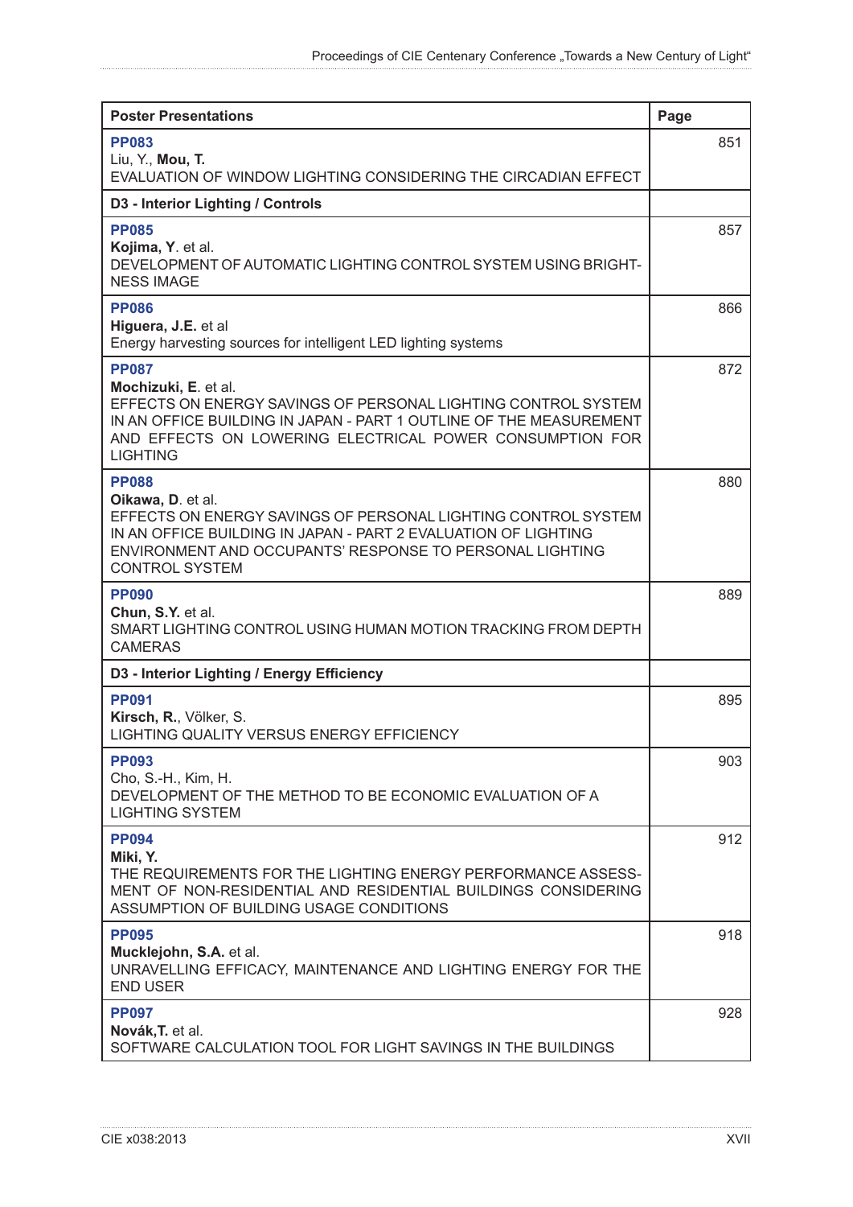| Poster Presentations | Page |
|---|---|
| **PP083**<br>Liu, Y., **Mou, T.**<br>EVALUATION OF WINDOW LIGHTING CONSIDERING THE CIRCADIAN EFFECT | 851 |
| **D3 - Interior Lighting / Controls** | |
| **PP085**<br>**Kojima, Y**. et al.<br>DEVELOPMENT OF AUTOMATIC LIGHTING CONTROL SYSTEM USING BRIGHTNESS IMAGE | 857 |
| **PP086**<br>**Higuera, J.E.** et al<br>Energy harvesting sources for intelligent LED lighting systems | 866 |
| **PP087**<br>**Mochizuki, E**. et al.<br>EFFECTS ON ENERGY SAVINGS OF PERSONAL LIGHTING CONTROL SYSTEM IN AN OFFICE BUILDING IN JAPAN - PART 1 OUTLINE OF THE MEASUREMENT AND EFFECTS ON LOWERING ELECTRICAL POWER CONSUMPTION FOR LIGHTING | 872 |
| **PP088**<br>**Oikawa, D**. et al.<br>EFFECTS ON ENERGY SAVINGS OF PERSONAL LIGHTING CONTROL SYSTEM IN AN OFFICE BUILDING IN JAPAN - PART 2 EVALUATION OF LIGHTING ENVIRONMENT AND OCCUPANTS' RESPONSE TO PERSONAL LIGHTING CONTROL SYSTEM | 880 |
| **PP090**<br>**Chun, S.Y.** et al.<br>SMART LIGHTING CONTROL USING HUMAN MOTION TRACKING FROM DEPTH CAMERAS | 889 |
| **D3 - Interior Lighting / Energy Efficiency** | |
| **PP091**<br>**Kirsch, R.**, Völker, S.<br>LIGHTING QUALITY VERSUS ENERGY EFFICIENCY | 895 |
| **PP093**<br>Cho, S.-H., Kim, H.<br>DEVELOPMENT OF THE METHOD TO BE ECONOMIC EVALUATION OF A LIGHTING SYSTEM | 903 |
| **PP094**<br>**Miki, Y.**<br>THE REQUIREMENTS FOR THE LIGHTING ENERGY PERFORMANCE ASSESSMENT OF NON-RESIDENTIAL AND RESIDENTIAL BUILDINGS CONSIDERING ASSUMPTION OF BUILDING USAGE CONDITIONS | 912 |
| **PP095**<br>**Mucklejohn, S.A.** et al.<br>UNRAVELLING EFFICACY, MAINTENANCE AND LIGHTING ENERGY FOR THE END USER | 918 |
| **PP097**<br>**Novák,T.** et al.<br>SOFTWARE CALCULATION TOOL FOR LIGHT SAVINGS IN THE BUILDINGS | 928 |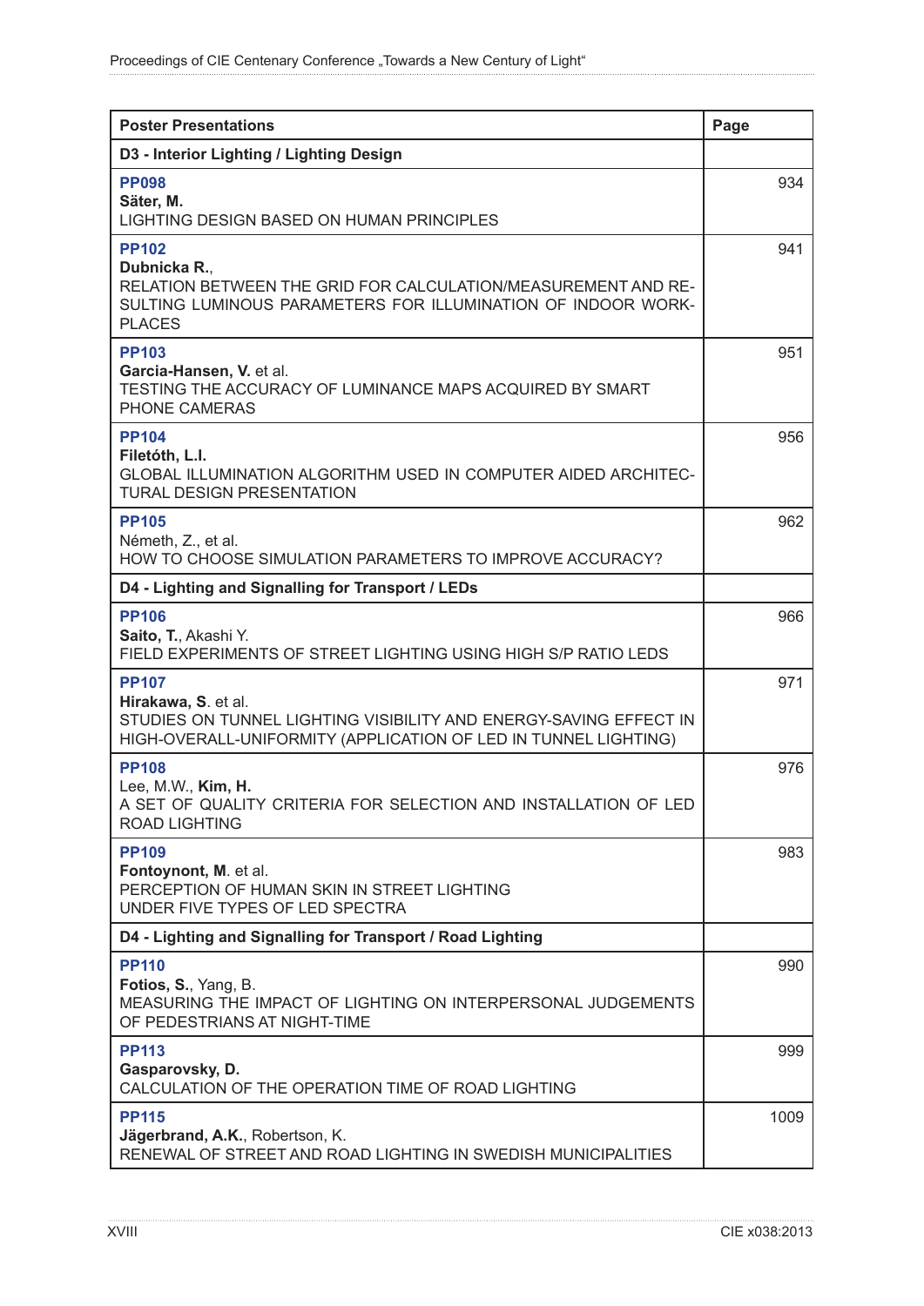| Poster Presentations | Page |
|---|---|
| **D3 - Interior Lighting / Lighting Design** | |
| **PP098**<br>**Säter, M.**<br>LIGHTING DESIGN BASED ON HUMAN PRINCIPLES | 934 |
| **PP102**<br>**Dubnicka R.**,<br>RELATION BETWEEN THE GRID FOR CALCULATION/MEASUREMENT AND RESULTING LUMINOUS PARAMETERS FOR ILLUMINATION OF INDOOR WORKPLACES | 941 |
| **PP103**<br>**Garcia-Hansen, V.** et al.<br>TESTING THE ACCURACY OF LUMINANCE MAPS ACQUIRED BY SMART PHONE CAMERAS | 951 |
| **PP104**<br>**Filetóth, L.I.**<br>GLOBAL ILLUMINATION ALGORITHM USED IN COMPUTER AIDED ARCHITECTURAL DESIGN PRESENTATION | 956 |
| **PP105**<br>Németh, Z., et al.<br>HOW TO CHOOSE SIMULATION PARAMETERS TO IMPROVE ACCURACY? | 962 |
| **D4 - Lighting and Signalling for Transport / LEDs** | |
| **PP106**<br>**Saito, T.**, Akashi Y.<br>FIELD EXPERIMENTS OF STREET LIGHTING USING HIGH S/P RATIO LEDS | 966 |
| **PP107**<br>**Hirakawa, S**. et al.<br>STUDIES ON TUNNEL LIGHTING VISIBILITY AND ENERGY-SAVING EFFECT IN HIGH-OVERALL-UNIFORMITY (APPLICATION OF LED IN TUNNEL LIGHTING) | 971 |
| **PP108**<br>Lee, M.W., **Kim, H.**<br>A SET OF QUALITY CRITERIA FOR SELECTION AND INSTALLATION OF LED ROAD LIGHTING | 976 |
| **PP109**<br>**Fontoynont, M**. et al.<br>PERCEPTION OF HUMAN SKIN IN STREET LIGHTING UNDER FIVE TYPES OF LED SPECTRA | 983 |
| **D4 - Lighting and Signalling for Transport / Road Lighting** | |
| **PP110**<br>**Fotios, S.**, Yang, B.<br>MEASURING THE IMPACT OF LIGHTING ON INTERPERSONAL JUDGEMENTS OF PEDESTRIANS AT NIGHT-TIME | 990 |
| **PP113**<br>**Gasparovsky, D.**<br>CALCULATION OF THE OPERATION TIME OF ROAD LIGHTING | 999 |
| **PP115**<br>**Jägerbrand, A.K.**, Robertson, K.<br>RENEWAL OF STREET AND ROAD LIGHTING IN SWEDISH MUNICIPALITIES | 1009 |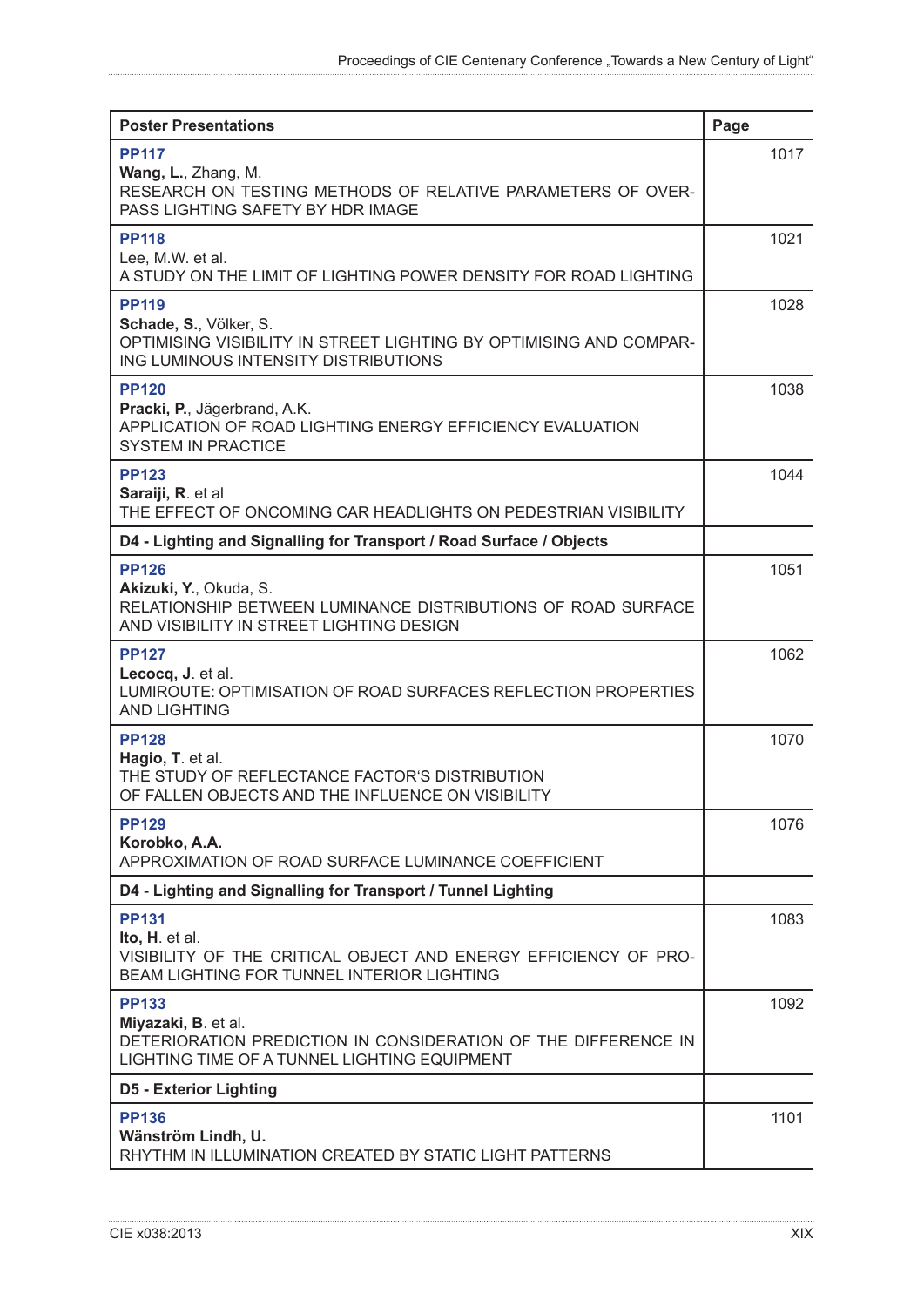| Poster Presentations | Page |
|---|---|
| **PP117**<br>**Wang, L.**, Zhang, M.<br>RESEARCH ON TESTING METHODS OF RELATIVE PARAMETERS OF OVER-PASS LIGHTING SAFETY BY HDR IMAGE | 1017 |
| **PP118**<br>Lee, M.W. et al.<br>A STUDY ON THE LIMIT OF LIGHTING POWER DENSITY FOR ROAD LIGHTING | 1021 |
| **PP119**<br>**Schade, S.**, Völker, S.<br>OPTIMISING VISIBILITY IN STREET LIGHTING BY OPTIMISING AND COMPARING LUMINOUS INTENSITY DISTRIBUTIONS | 1028 |
| **PP120**<br>**Pracki, P.**, Jägerbrand, A.K.<br>APPLICATION OF ROAD LIGHTING ENERGY EFFICIENCY EVALUATION SYSTEM IN PRACTICE | 1038 |
| **PP123**<br>**Saraiji, R**. et al<br>THE EFFECT OF ONCOMING CAR HEADLIGHTS ON PEDESTRIAN VISIBILITY | 1044 |
| **D4 - Lighting and Signalling for Transport / Road Surface / Objects** | |
| **PP126**<br>**Akizuki, Y.**, Okuda, S.<br>RELATIONSHIP BETWEEN LUMINANCE DISTRIBUTIONS OF ROAD SURFACE AND VISIBILITY IN STREET LIGHTING DESIGN | 1051 |
| **PP127**<br>**Lecocq, J**. et al.<br>LUMIROUTE: OPTIMISATION OF ROAD SURFACES REFLECTION PROPERTIES AND LIGHTING | 1062 |
| **PP128**<br>**Hagio, T**. et al.<br>THE STUDY OF REFLECTANCE FACTOR'S DISTRIBUTION OF FALLEN OBJECTS AND THE INFLUENCE ON VISIBILITY | 1070 |
| **PP129**<br>**Korobko, A.A.**<br>APPROXIMATION OF ROAD SURFACE LUMINANCE COEFFICIENT | 1076 |
| **D4 - Lighting and Signalling for Transport / Tunnel Lighting** | |
| **PP131**<br>**Ito, H**. et al.<br>VISIBILITY OF THE CRITICAL OBJECT AND ENERGY EFFICIENCY OF PRO-BEAM LIGHTING FOR TUNNEL INTERIOR LIGHTING | 1083 |
| **PP133**<br>**Miyazaki, B**. et al.<br>DETERIORATION PREDICTION IN CONSIDERATION OF THE DIFFERENCE IN LIGHTING TIME OF A TUNNEL LIGHTING EQUIPMENT | 1092 |
| **D5 - Exterior Lighting** | |
| **PP136**<br>**Wänström Lindh, U.**<br>RHYTHM IN ILLUMINATION CREATED BY STATIC LIGHT PATTERNS | 1101 |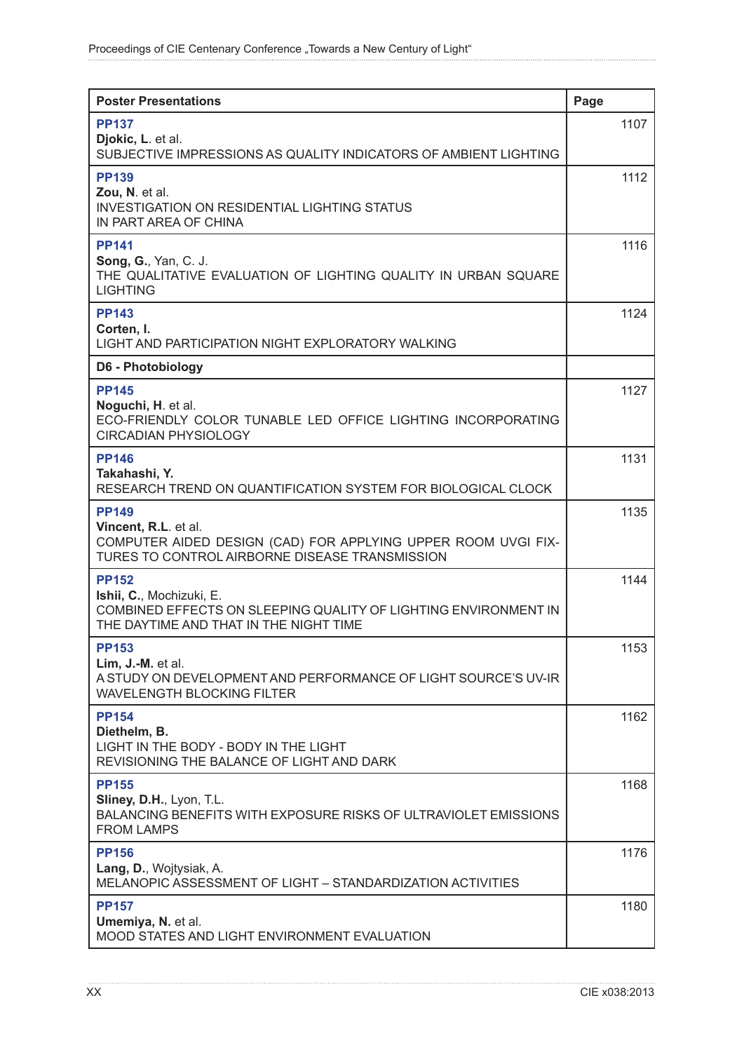| Poster Presentations | Page |
|---|---|
| **PP137**<br>**Djokic, L**. et al.<br>SUBJECTIVE IMPRESSIONS AS QUALITY INDICATORS OF AMBIENT LIGHTING | 1107 |
| **PP139**<br>**Zou, N**. et al.<br>INVESTIGATION ON RESIDENTIAL LIGHTING STATUS IN PART AREA OF CHINA | 1112 |
| **PP141**<br>**Song, G.**, Yan, C. J.<br>THE QUALITATIVE EVALUATION OF LIGHTING QUALITY IN URBAN SQUARE LIGHTING | 1116 |
| **PP143**<br>**Corten, I.**<br>LIGHT AND PARTICIPATION NIGHT EXPLORATORY WALKING | 1124 |
| **D6 - Photobiology** | |
| **PP145**<br>**Noguchi, H**. et al.<br>ECO-FRIENDLY COLOR TUNABLE LED OFFICE LIGHTING INCORPORATING CIRCADIAN PHYSIOLOGY | 1127 |
| **PP146**<br>**Takahashi, Y.**<br>RESEARCH TREND ON QUANTIFICATION SYSTEM FOR BIOLOGICAL CLOCK | 1131 |
| **PP149**<br>**Vincent, R.L**. et al.<br>COMPUTER AIDED DESIGN (CAD) FOR APPLYING UPPER ROOM UVGI FIXTURES TO CONTROL AIRBORNE DISEASE TRANSMISSION | 1135 |
| **PP152**<br>**Ishii, C.**, Mochizuki, E.<br>COMBINED EFFECTS ON SLEEPING QUALITY OF LIGHTING ENVIRONMENT IN THE DAYTIME AND THAT IN THE NIGHT TIME | 1144 |
| **PP153**<br>**Lim, J.-M.** et al.<br>A STUDY ON DEVELOPMENT AND PERFORMANCE OF LIGHT SOURCE'S UV-IR WAVELENGTH BLOCKING FILTER | 1153 |
| **PP154**<br>**Diethelm, B.**<br>LIGHT IN THE BODY - BODY IN THE LIGHT<br>REVISIONING THE BALANCE OF LIGHT AND DARK | 1162 |
| **PP155**<br>**Sliney, D.H.**, Lyon, T.L.<br>BALANCING BENEFITS WITH EXPOSURE RISKS OF ULTRAVIOLET EMISSIONS FROM LAMPS | 1168 |
| **PP156**<br>**Lang, D.**, Wojtysiak, A.<br>MELANOPIC ASSESSMENT OF LIGHT – STANDARDIZATION ACTIVITIES | 1176 |
| **PP157**<br>**Umemiya, N.** et al.<br>MOOD STATES AND LIGHT ENVIRONMENT EVALUATION | 1180 |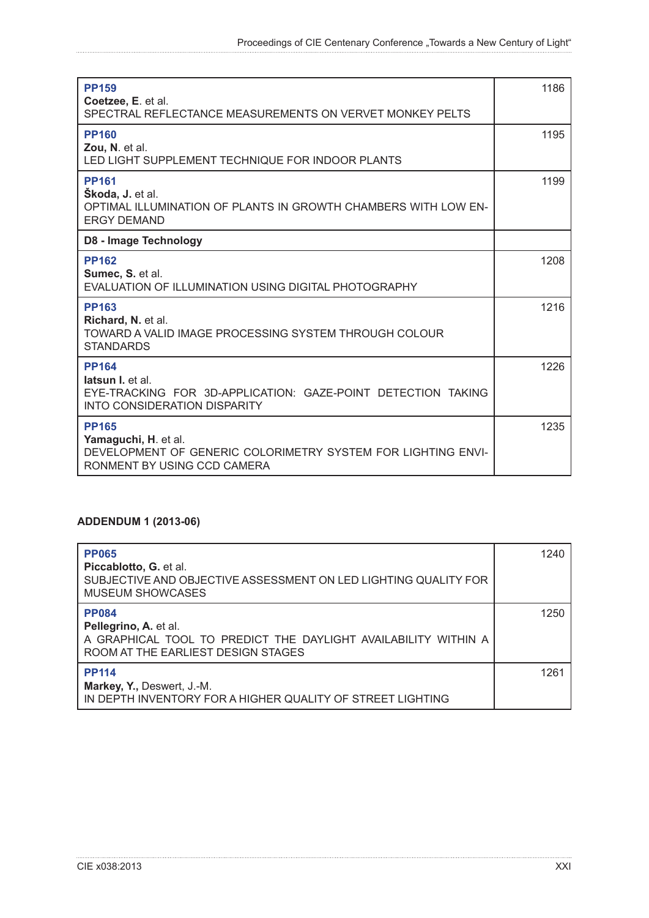| | |
|---|---|
| **PP159**<br>**Coetzee, E**. et al.<br>SPECTRAL REFLECTANCE MEASUREMENTS ON VERVET MONKEY PELTS | 1186 |
| **PP160**<br>**Zou, N**. et al.<br>LED LIGHT SUPPLEMENT TECHNIQUE FOR INDOOR PLANTS | 1195 |
| **PP161**<br>**Škoda, J.** et al.<br>OPTIMAL ILLUMINATION OF PLANTS IN GROWTH CHAMBERS WITH LOW ENERGY DEMAND | 1199 |
| **D8 - Image Technology** | |
| **PP162**<br>**Sumec, S.** et al.<br>EVALUATION OF ILLUMINATION USING DIGITAL PHOTOGRAPHY | 1208 |
| **PP163**<br>**Richard, N.** et al.<br>TOWARD A VALID IMAGE PROCESSING SYSTEM THROUGH COLOUR STANDARDS | 1216 |
| **PP164**<br>**Iatsun I.** et al.<br>EYE-TRACKING FOR 3D-APPLICATION: GAZE-POINT DETECTION TAKING INTO CONSIDERATION DISPARITY | 1226 |
| **PP165**<br>**Yamaguchi, H**. et al.<br>DEVELOPMENT OF GENERIC COLORIMETRY SYSTEM FOR LIGHTING ENVIRONMENT BY USING CCD CAMERA | 1235 |

**ADDENDUM 1 (2013-06)**

| | |
|---|---|
| **PP065**<br>**Piccablotto, G.** et al.<br>SUBJECTIVE AND OBJECTIVE ASSESSMENT ON LED LIGHTING QUALITY FOR MUSEUM SHOWCASES | 1240 |
| **PP084**<br>**Pellegrino, A.** et al.<br>A GRAPHICAL TOOL TO PREDICT THE DAYLIGHT AVAILABILITY WITHIN A ROOM AT THE EARLIEST DESIGN STAGES | 1250 |
| **PP114**<br>**Markey, Y.,** Deswert, J.-M.<br>IN DEPTH INVENTORY FOR A HIGHER QUALITY OF STREET LIGHTING | 1261 |